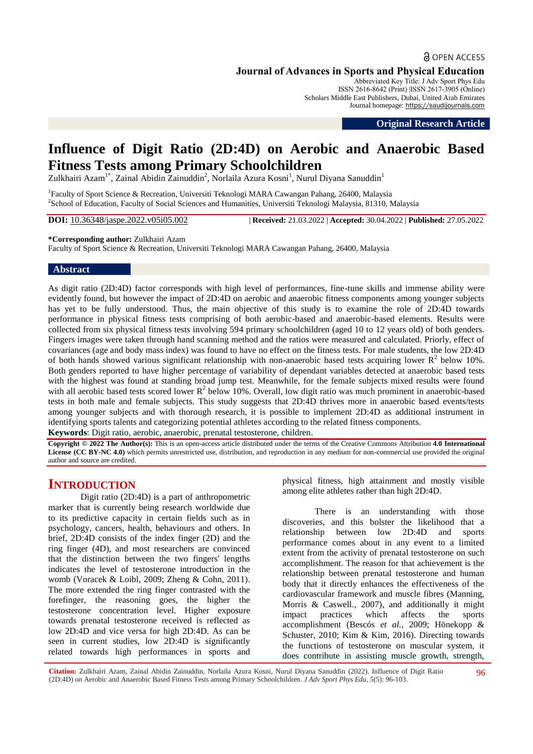OPEN ACCESS

**Journal of Advances in Sports and Physical Education**

Abbreviated Key Title: J Adv Sport Phys Edu
ISSN 2616-8642 (Print) |ISSN 2617-3905 (Online)
Scholars Middle East Publishers, Dubai, United Arab Emirates
Journal homepage: https://saudijournals.com

**Original Research Article**

# Influence of Digit Ratio (2D:4D) on Aerobic and Anaerobic Based Fitness Tests among Primary Schoolchildren

Zulkhairi Azam[1*], Zainal Abidin Zainuddin[2], Norlaila Azura Kosni[1], Nurul Diyana Sanuddin[1]

[1]Faculty of Sport Science & Recreation, Universiti Teknologi MARA Cawangan Pahang, 26400, Malaysia
[2]School of Education, Faculty of Social Sciences and Humanities, Universiti Teknologi Malaysia, 81310, Malaysia

**DOI:** 10.36348/jaspe.2022.v05i05.002 | **Received:** 21.03.2022 | **Accepted:** 30.04.2022 | **Published:** 27.05.2022

**\*Corresponding author:** Zulkhairi Azam
Faculty of Sport Science & Recreation, Universiti Teknologi MARA Cawangan Pahang, 26400, Malaysia

## Abstract

As digit ratio (2D:4D) factor corresponds with high level of performances, fine-tune skills and immense ability were evidently found, but however the impact of 2D:4D on aerobic and anaerobic fitness components among younger subjects has yet to be fully understood. Thus, the main objective of this study is to examine the role of 2D:4D towards performance in physical fitness tests comprising of both aerobic-based and anaerobic-based elements. Results were collected from six physical fitness tests involving 594 primary schoolchildren (aged 10 to 12 years old) of both genders. Fingers images were taken through hand scanning method and the ratios were measured and calculated. Priorly, effect of covariances (age and body mass index) was found to have no effect on the fitness tests. For male students, the low 2D:4D of both hands showed various significant relationship with non-anaerobic based tests acquiring lower $R^2$ below 10%. Both genders reported to have higher percentage of variability of dependant variables detected at anaerobic based tests with the highest was found at standing broad jump test. Meanwhile, for the female subjects mixed results were found with all aerobic based tests scored lower $R^2$ below 10%. Overall, low digit ratio was much prominent in anaerobic-based tests in both male and female subjects. This study suggests that 2D:4D thrives more in anaerobic based events/tests among younger subjects and with thorough research, it is possible to implement 2D:4D as additional instrument in identifying sports talents and categorizing potential athletes according to the related fitness components.

**Keywords**: Digit ratio, aerobic, anaerobic, prenatal testosterone, children.

**Copyright © 2022 The Author(s):** This is an open-access article distributed under the terms of the Creative Commons Attribution **4.0 International License (CC BY-NC 4.0)** which permits unrestricted use, distribution, and reproduction in any medium for non-commercial use provided the original author and source are credited.

## INTRODUCTION

Digit ratio (2D:4D) is a part of anthropometric marker that is currently being research worldwide due to its predictive capacity in certain fields such as in psychology, cancers, health, behaviours and others. In brief, 2D:4D consists of the index finger (2D) and the ring finger (4D), and most researchers are convinced that the distinction between the two fingers' lengths indicates the level of testosterone introduction in the womb (Voracek & Loibl, 2009; Zheng & Cohn, 2011). The more extended the ring finger contrasted with the forefinger, the reasoning goes, the higher the testosterone concentration level. Higher exposure towards prenatal testosterone received is reflected as low 2D:4D and vice versa for high 2D:4D. As can be seen in current studies, low 2D:4D is significantly related towards high performances in sports and physical fitness, high attainment and mostly visible among elite athletes rather than high 2D:4D.

There is an understanding with those discoveries, and this bolster the likelihood that a relationship between low 2D:4D and sports performance comes about in any event to a limited extent from the activity of prenatal testosterone on such accomplishment. The reason for that achievement is the relationship between prenatal testosterone and human body that it directly enhances the effectiveness of the cardiovascular framework and muscle fibres (Manning, Morris & Caswell., 2007), and additionally it might impact practices which affects the sports accomplishment (Bescós *et al.*, 2009; Hönekopp & Schuster, 2010; Kim & Kim, 2016). Directing towards the functions of testosterone on muscular system, it does contribute in assisting muscle growth, strength,

**Citation:** Zulkhairi Azam, Zainal Abidin Zainuddin, Norlaila Azura Kosni, Nurul Diyana Sanuddin (2022). Influence of Digit Ratio (2D:4D) on Aerobic and Anaerobic Based Fitness Tests among Primary Schoolchildren. *J Adv Sport Phys Edu, 5*(5): 96-103.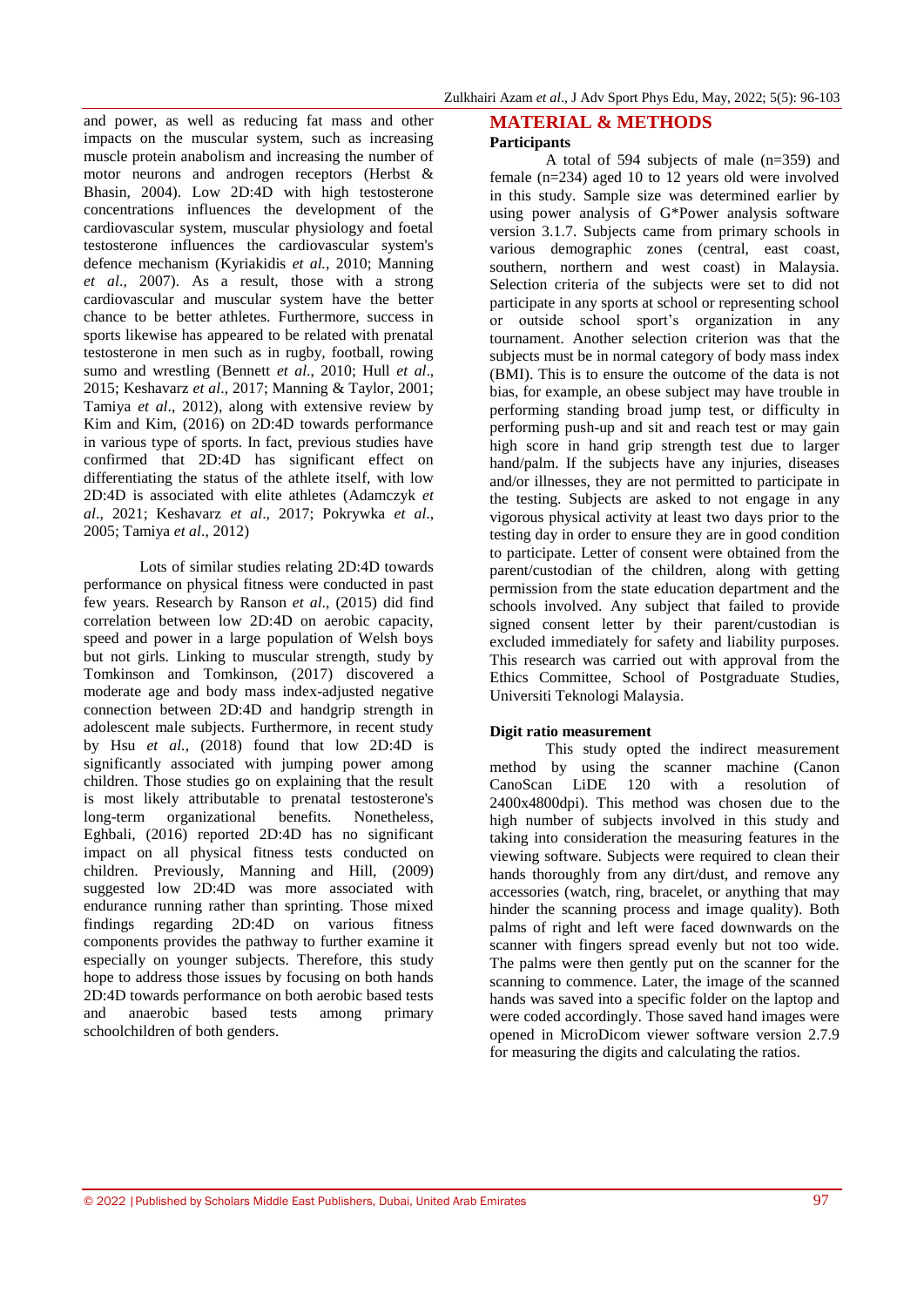and power, as well as reducing fat mass and other impacts on the muscular system, such as increasing muscle protein anabolism and increasing the number of motor neurons and androgen receptors (Herbst & Bhasin, 2004). Low 2D:4D with high testosterone concentrations influences the development of the cardiovascular system, muscular physiology and foetal testosterone influences the cardiovascular system's defence mechanism (Kyriakidis *et al.*, 2010; Manning *et al*., 2007). As a result, those with a strong cardiovascular and muscular system have the better chance to be better athletes. Furthermore, success in sports likewise has appeared to be related with prenatal testosterone in men such as in rugby, football, rowing sumo and wrestling (Bennett *et al*., 2010; Hull *et al*., 2015; Keshavarz *et al*., 2017; Manning & Taylor, 2001; Tamiya *et al*., 2012), along with extensive review by Kim and Kim, (2016) on 2D:4D towards performance in various type of sports. In fact, previous studies have confirmed that 2D:4D has significant effect on differentiating the status of the athlete itself, with low 2D:4D is associated with elite athletes (Adamczyk *et al*., 2021; Keshavarz *et al*., 2017; Pokrywka *et al*., 2005; Tamiya *et al*., 2012)

Lots of similar studies relating 2D:4D towards performance on physical fitness were conducted in past few years. Research by Ranson *et al*., (2015) did find correlation between low 2D:4D on aerobic capacity, speed and power in a large population of Welsh boys but not girls. Linking to muscular strength, study by Tomkinson and Tomkinson, (2017) discovered a moderate age and body mass index-adjusted negative connection between 2D:4D and handgrip strength in adolescent male subjects. Furthermore, in recent study by Hsu *et al.*, (2018) found that low 2D:4D is significantly associated with jumping power among children. Those studies go on explaining that the result is most likely attributable to prenatal testosterone's long-term organizational benefits. Nonetheless, Eghbali, (2016) reported 2D:4D has no significant impact on all physical fitness tests conducted on children. Previously, Manning and Hill, (2009) suggested low 2D:4D was more associated with endurance running rather than sprinting. Those mixed findings regarding 2D:4D on various fitness components provides the pathway to further examine it especially on younger subjects. Therefore, this study hope to address those issues by focusing on both hands 2D:4D towards performance on both aerobic based tests and anaerobic based tests among primary schoolchildren of both genders.

## MATERIAL & METHODS

### Participants

A total of 594 subjects of male (n=359) and female (n=234) aged 10 to 12 years old were involved in this study. Sample size was determined earlier by using power analysis of G*Power analysis software version 3.1.7. Subjects came from primary schools in various demographic zones (central, east coast, southern, northern and west coast) in Malaysia. Selection criteria of the subjects were set to did not participate in any sports at school or representing school or outside school sport's organization in any tournament. Another selection criterion was that the subjects must be in normal category of body mass index (BMI). This is to ensure the outcome of the data is not bias, for example, an obese subject may have trouble in performing standing broad jump test, or difficulty in performing push-up and sit and reach test or may gain high score in hand grip strength test due to larger hand/palm. If the subjects have any injuries, diseases and/or illnesses, they are not permitted to participate in the testing. Subjects are asked to not engage in any vigorous physical activity at least two days prior to the testing day in order to ensure they are in good condition to participate. Letter of consent were obtained from the parent/custodian of the children, along with getting permission from the state education department and the schools involved. Any subject that failed to provide signed consent letter by their parent/custodian is excluded immediately for safety and liability purposes. This research was carried out with approval from the Ethics Committee, School of Postgraduate Studies, Universiti Teknologi Malaysia.

### Digit ratio measurement

This study opted the indirect measurement method by using the scanner machine (Canon CanoScan LiDE 120 with a resolution of 2400x4800dpi). This method was chosen due to the high number of subjects involved in this study and taking into consideration the measuring features in the viewing software. Subjects were required to clean their hands thoroughly from any dirt/dust, and remove any accessories (watch, ring, bracelet, or anything that may hinder the scanning process and image quality). Both palms of right and left were faced downwards on the scanner with fingers spread evenly but not too wide. The palms were then gently put on the scanner for the scanning to commence. Later, the image of the scanned hands was saved into a specific folder on the laptop and were coded accordingly. Those saved hand images were opened in MicroDicom viewer software version 2.7.9 for measuring the digits and calculating the ratios.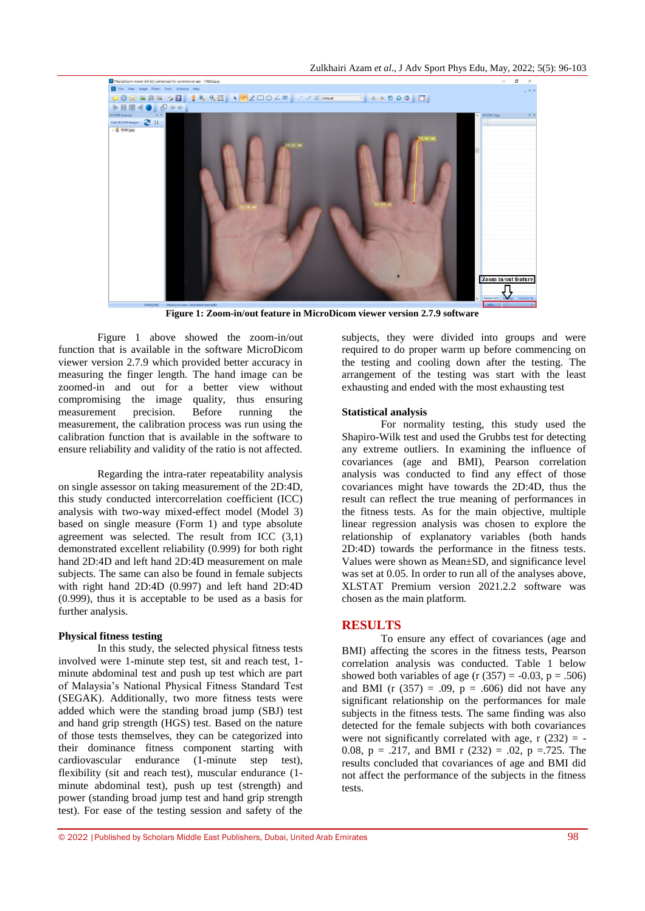**Figure 1: Zoom-in/out feature in MicroDicom viewer version 2.7.9 software**

Figure 1 above showed the zoom-in/out function that is available in the software MicroDicom viewer version 2.7.9 which provided better accuracy in measuring the finger length. The hand image can be zoomed-in and out for a better view without compromising the image quality, thus ensuring measurement precision. Before running the measurement, the calibration process was run using the calibration function that is available in the software to ensure reliability and validity of the ratio is not affected.

Regarding the intra-rater repeatability analysis on single assessor on taking measurement of the 2D:4D, this study conducted intercorrelation coefficient (ICC) analysis with two-way mixed-effect model (Model 3) based on single measure (Form 1) and type absolute agreement was selected. The result from ICC (3,1) demonstrated excellent reliability (0.999) for both right hand 2D:4D and left hand 2D:4D measurement on male subjects. The same can also be found in female subjects with right hand 2D:4D (0.997) and left hand 2D:4D (0.999), thus it is acceptable to be used as a basis for further analysis.

### Physical fitness testing

In this study, the selected physical fitness tests involved were 1-minute step test, sit and reach test, 1-minute abdominal test and push up test which are part of Malaysia's National Physical Fitness Standard Test (SEGAK). Additionally, two more fitness tests were added which were the standing broad jump (SBJ) test and hand grip strength (HGS) test. Based on the nature of those tests themselves, they can be categorized into their dominance fitness component starting with cardiovascular endurance (1-minute step test), flexibility (sit and reach test), muscular endurance (1-minute abdominal test), push up test (strength) and power (standing broad jump test and hand grip strength test). For ease of the testing session and safety of the subjects, they were divided into groups and were required to do proper warm up before commencing on the testing and cooling down after the testing. The arrangement of the testing was start with the least exhausting and ended with the most exhausting test

### Statistical analysis

For normality testing, this study used the Shapiro-Wilk test and used the Grubbs test for detecting any extreme outliers. In examining the influence of covariances (age and BMI), Pearson correlation analysis was conducted to find any effect of those covariances might have towards the 2D:4D, thus the result can reflect the true meaning of performances in the fitness tests. As for the main objective, multiple linear regression analysis was chosen to explore the relationship of explanatory variables (both hands 2D:4D) towards the performance in the fitness tests. Values were shown as Mean±SD, and significance level was set at 0.05. In order to run all of the analyses above, XLSTAT Premium version 2021.2.2 software was chosen as the main platform.

## RESULTS

To ensure any effect of covariances (age and BMI) affecting the scores in the fitness tests, Pearson correlation analysis was conducted. Table 1 below showed both variables of age ($r (357) = -0.03$, $p = .506$) and BMI ($r (357) = .09$, $p = .606$) did not have any significant relationship on the performances for male subjects in the fitness tests. The same finding was also detected for the female subjects with both covariances were not significantly correlated with age, $r (232) = -0.08$, $p = .217$, and BMI $r (232) = .02$, $p = .725$. The results concluded that covariances of age and BMI did not affect the performance of the subjects in the fitness tests.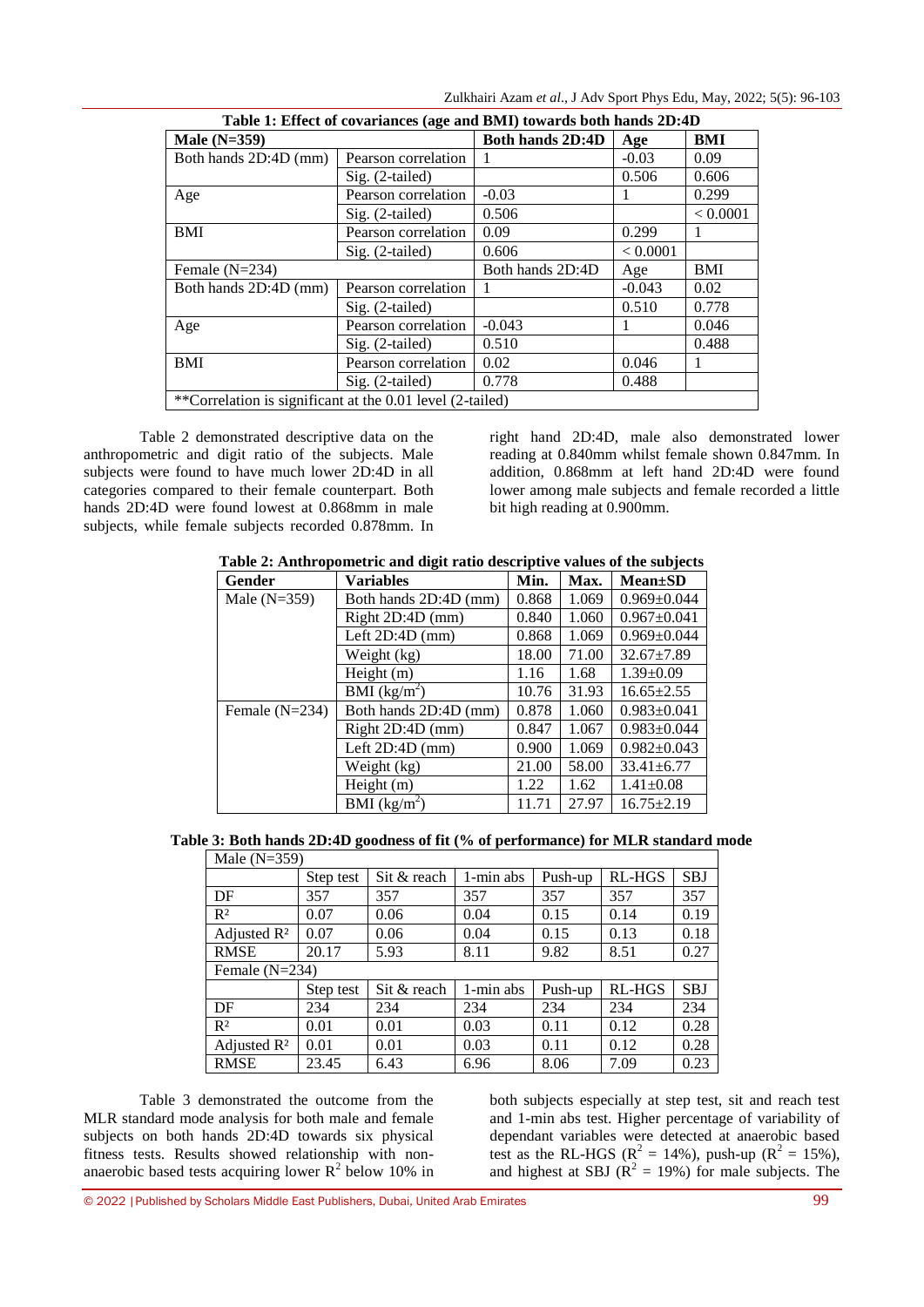**Table 1: Effect of covariances (age and BMI) towards both hands 2D:4D**

| **Male (N=359)** | | **Both hands 2D:4D** | **Age** | **BMI** |
|---|---|---|---|---|
| Both hands 2D:4D (mm) | Pearson correlation | 1 | -0.03 | 0.09 |
| | Sig. (2-tailed) | | 0.506 | 0.606 |
| Age | Pearson correlation | -0.03 | 1 | 0.299 |
| | Sig. (2-tailed) | 0.506 | | < 0.0001 |
| BMI | Pearson correlation | 0.09 | 0.299 | 1 |
| | Sig. (2-tailed) | 0.606 | < 0.0001 | |
| Female (N=234) | | Both hands 2D:4D | Age | BMI |
| Both hands 2D:4D (mm) | Pearson correlation | 1 | -0.043 | 0.02 |
| | Sig. (2-tailed) | | 0.510 | 0.778 |
| Age | Pearson correlation | -0.043 | 1 | 0.046 |
| | Sig. (2-tailed) | 0.510 | | 0.488 |
| BMI | Pearson correlation | 0.02 | 0.046 | 1 |
| | Sig. (2-tailed) | 0.778 | 0.488 | |
| **Correlation is significant at the 0.01 level (2-tailed) | | | | |

Table 2 demonstrated descriptive data on the anthropometric and digit ratio of the subjects. Male subjects were found to have much lower 2D:4D in all categories compared to their female counterpart. Both hands 2D:4D were found lowest at 0.868mm in male subjects, while female subjects recorded 0.878mm. In right hand 2D:4D, male also demonstrated lower reading at 0.840mm whilst female shown 0.847mm. In addition, 0.868mm at left hand 2D:4D were found lower among male subjects and female recorded a little bit high reading at 0.900mm.

**Table 2: Anthropometric and digit ratio descriptive values of the subjects**

| **Gender** | **Variables** | **Min.** | **Max.** | **Mean±SD** |
|---|---|---|---|---|
| Male (N=359) | Both hands 2D:4D (mm) | 0.868 | 1.069 | 0.969±0.044 |
| | Right 2D:4D (mm) | 0.840 | 1.060 | 0.967±0.041 |
| | Left 2D:4D (mm) | 0.868 | 1.069 | 0.969±0.044 |
| | Weight (kg) | 18.00 | 71.00 | 32.67±7.89 |
| | Height (m) | 1.16 | 1.68 | 1.39±0.09 |
| | BMI ($kg/m^2$) | 10.76 | 31.93 | 16.65±2.55 |
| Female (N=234) | Both hands 2D:4D (mm) | 0.878 | 1.060 | 0.983±0.041 |
| | Right 2D:4D (mm) | 0.847 | 1.067 | 0.983±0.044 |
| | Left 2D:4D (mm) | 0.900 | 1.069 | 0.982±0.043 |
| | Weight (kg) | 21.00 | 58.00 | 33.41±6.77 |
| | Height (m) | 1.22 | 1.62 | 1.41±0.08 |
| | BMI ($kg/m^2$) | 11.71 | 27.97 | 16.75±2.19 |

**Table 3: Both hands 2D:4D goodness of fit (% of performance) for MLR standard mode**

| Male (N=359) | | | | | | |
|---|---|---|---|---|---|---|
| | Step test | Sit & reach | 1-min abs | Push-up | RL-HGS | SBJ |
| DF | 357 | 357 | 357 | 357 | 357 | 357 |
| $R^2$ | 0.07 | 0.06 | 0.04 | 0.15 | 0.14 | 0.19 |
| Adjusted $R^2$ | 0.07 | 0.06 | 0.04 | 0.15 | 0.13 | 0.18 |
| RMSE | 20.17 | 5.93 | 8.11 | 9.82 | 8.51 | 0.27 |
| Female (N=234) | | | | | | |
| | Step test | Sit & reach | 1-min abs | Push-up | RL-HGS | SBJ |
| DF | 234 | 234 | 234 | 234 | 234 | 234 |
| $R^2$ | 0.01 | 0.01 | 0.03 | 0.11 | 0.12 | 0.28 |
| Adjusted $R^2$ | 0.01 | 0.01 | 0.03 | 0.11 | 0.12 | 0.28 |
| RMSE | 23.45 | 6.43 | 6.96 | 8.06 | 7.09 | 0.23 |

Table 3 demonstrated the outcome from the MLR standard mode analysis for both male and female subjects on both hands 2D:4D towards six physical fitness tests. Results showed relationship with non-anaerobic based tests acquiring lower $R^2$ below 10% in both subjects especially at step test, sit and reach test and 1-min abs test. Higher percentage of variability of dependant variables were detected at anaerobic based test as the RL-HGS ($R^2$ = 14%), push-up ($R^2$ = 15%), and highest at SBJ ($R^2$ = 19%) for male subjects. The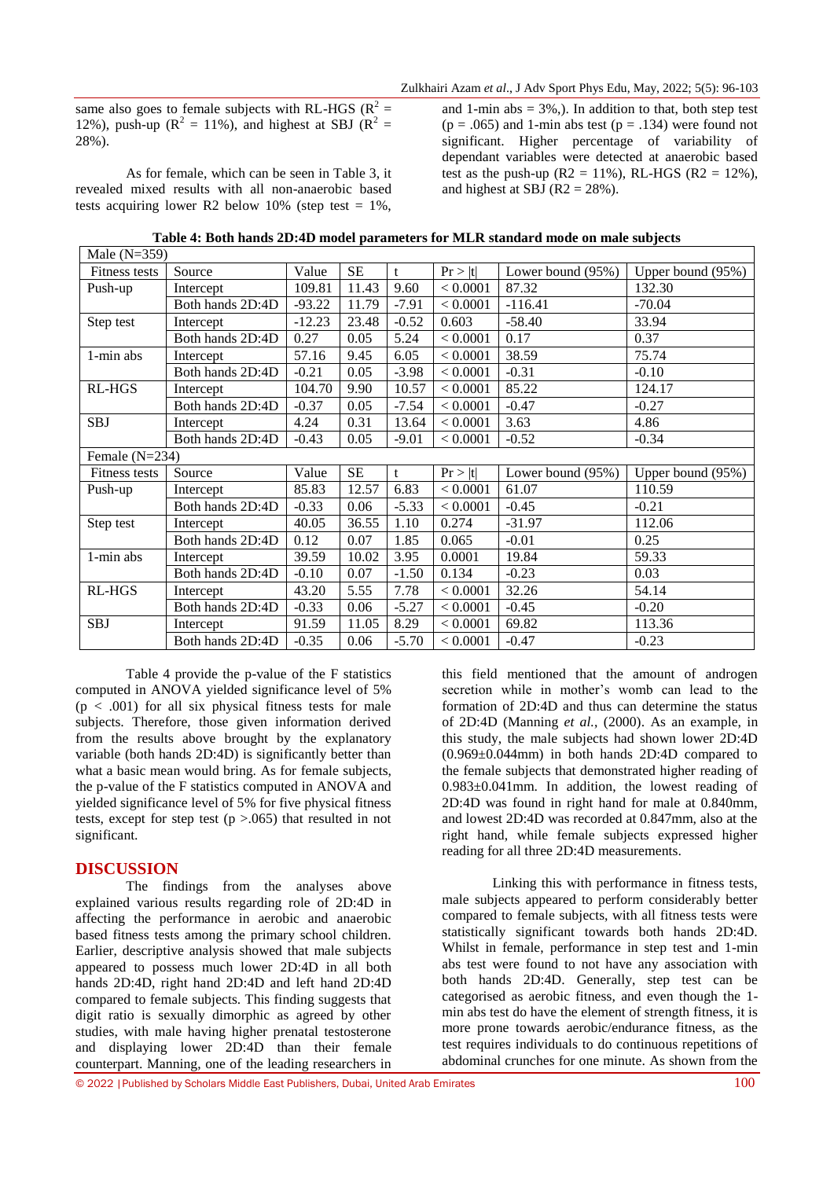same also goes to female subjects with RL-HGS ($R^2$ = 12%), push-up ($R^2$ = 11%), and highest at SBJ ($R^2$ = 28%).

As for female, which can be seen in Table 3, it revealed mixed results with all non-anaerobic based tests acquiring lower R2 below 10% (step test = 1%, and 1-min abs = 3%,). In addition to that, both step test (p = .065) and 1-min abs test (p = .134) were found not significant. Higher percentage of variability of dependant variables were detected at anaerobic based test as the push-up (R2 = 11%), RL-HGS (R2 = 12%), and highest at SBJ (R2 = 28%).

**Table 4: Both hands 2D:4D model parameters for MLR standard mode on male subjects**

| Male (N=359) | | | | | | | |
|---|---|---|---|---|---|---|---|
| Fitness tests | Source | Value | SE | t | Pr > \|t\| | Lower bound (95%) | Upper bound (95%) |
| Push-up | Intercept | 109.81 | 11.43 | 9.60 | < 0.0001 | 87.32 | 132.30 |
| | Both hands 2D:4D | -93.22 | 11.79 | -7.91 | < 0.0001 | -116.41 | -70.04 |
| Step test | Intercept | -12.23 | 23.48 | -0.52 | 0.603 | -58.40 | 33.94 |
| | Both hands 2D:4D | 0.27 | 0.05 | 5.24 | < 0.0001 | 0.17 | 0.37 |
| 1-min abs | Intercept | 57.16 | 9.45 | 6.05 | < 0.0001 | 38.59 | 75.74 |
| | Both hands 2D:4D | -0.21 | 0.05 | -3.98 | < 0.0001 | -0.31 | -0.10 |
| RL-HGS | Intercept | 104.70 | 9.90 | 10.57 | < 0.0001 | 85.22 | 124.17 |
| | Both hands 2D:4D | -0.37 | 0.05 | -7.54 | < 0.0001 | -0.47 | -0.27 |
| SBJ | Intercept | 4.24 | 0.31 | 13.64 | < 0.0001 | 3.63 | 4.86 |
| | Both hands 2D:4D | -0.43 | 0.05 | -9.01 | < 0.0001 | -0.52 | -0.34 |
| Female (N=234) | | | | | | | |
| Fitness tests | Source | Value | SE | t | Pr > \|t\| | Lower bound (95%) | Upper bound (95%) |
| Push-up | Intercept | 85.83 | 12.57 | 6.83 | < 0.0001 | 61.07 | 110.59 |
| | Both hands 2D:4D | -0.33 | 0.06 | -5.33 | < 0.0001 | -0.45 | -0.21 |
| Step test | Intercept | 40.05 | 36.55 | 1.10 | 0.274 | -31.97 | 112.06 |
| | Both hands 2D:4D | 0.12 | 0.07 | 1.85 | 0.065 | -0.01 | 0.25 |
| 1-min abs | Intercept | 39.59 | 10.02 | 3.95 | 0.0001 | 19.84 | 59.33 |
| | Both hands 2D:4D | -0.10 | 0.07 | -1.50 | 0.134 | -0.23 | 0.03 |
| RL-HGS | Intercept | 43.20 | 5.55 | 7.78 | < 0.0001 | 32.26 | 54.14 |
| | Both hands 2D:4D | -0.33 | 0.06 | -5.27 | < 0.0001 | -0.45 | -0.20 |
| SBJ | Intercept | 91.59 | 11.05 | 8.29 | < 0.0001 | 69.82 | 113.36 |
| | Both hands 2D:4D | -0.35 | 0.06 | -5.70 | < 0.0001 | -0.47 | -0.23 |

Table 4 provide the p-value of the F statistics computed in ANOVA yielded significance level of 5% ($p < .001$) for all six physical fitness tests for male subjects. Therefore, those given information derived from the results above brought by the explanatory variable (both hands 2D:4D) is significantly better than what a basic mean would bring. As for female subjects, the p-value of the F statistics computed in ANOVA and yielded significance level of 5% for five physical fitness tests, except for step test ($p > .065$) that resulted in not significant.

## DISCUSSION

The findings from the analyses above explained various results regarding role of 2D:4D in affecting the performance in aerobic and anaerobic based fitness tests among the primary school children. Earlier, descriptive analysis showed that male subjects appeared to possess much lower 2D:4D in all both hands 2D:4D, right hand 2D:4D and left hand 2D:4D compared to female subjects. This finding suggests that digit ratio is sexually dimorphic as agreed by other studies, with male having higher prenatal testosterone and displaying lower 2D:4D than their female counterpart. Manning, one of the leading researchers in this field mentioned that the amount of androgen secretion while in mother's womb can lead to the formation of 2D:4D and thus can determine the status of 2D:4D (Manning *et al.*, (2000). As an example, in this study, the male subjects had shown lower 2D:4D (0.969±0.044mm) in both hands 2D:4D compared to the female subjects that demonstrated higher reading of 0.983±0.041mm. In addition, the lowest reading of 2D:4D was found in right hand for male at 0.840mm, and lowest 2D:4D was recorded at 0.847mm, also at the right hand, while female subjects expressed higher reading for all three 2D:4D measurements.

Linking this with performance in fitness tests, male subjects appeared to perform considerably better compared to female subjects, with all fitness tests were statistically significant towards both hands 2D:4D. Whilst in female, performance in step test and 1-min abs test were found to not have any association with both hands 2D:4D. Generally, step test can be categorised as aerobic fitness, and even though the 1-min abs test do have the element of strength fitness, it is more prone towards aerobic/endurance fitness, as the test requires individuals to do continuous repetitions of abdominal crunches for one minute. As shown from the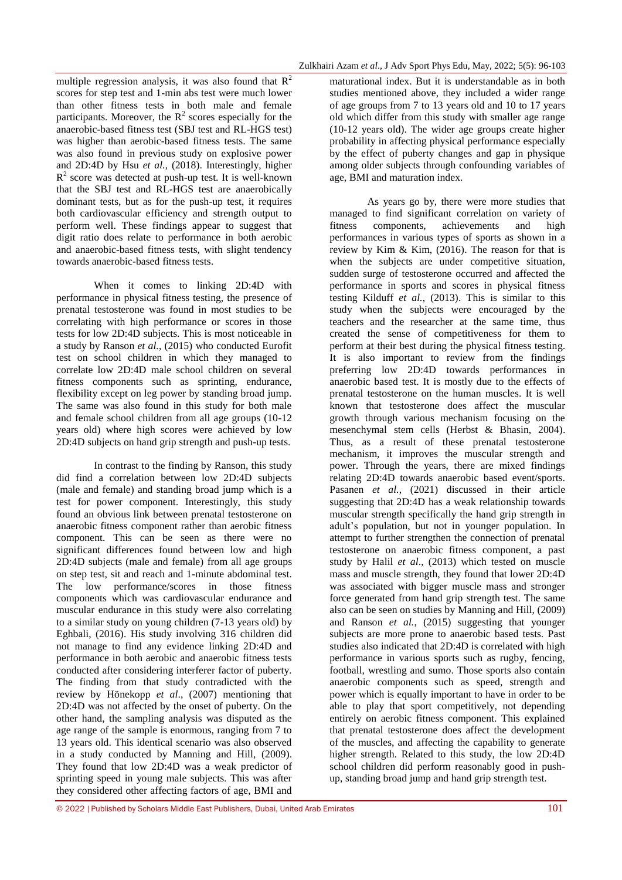multiple regression analysis, it was also found that $R^2$ scores for step test and 1-min abs test were much lower than other fitness tests in both male and female participants. Moreover, the $R^2$ scores especially for the anaerobic-based fitness test (SBJ test and RL-HGS test) was higher than aerobic-based fitness tests. The same was also found in previous study on explosive power and 2D:4D by Hsu *et al.*, (2018). Interestingly, higher $R^2$ score was detected at push-up test. It is well-known that the SBJ test and RL-HGS test are anaerobically dominant tests, but as for the push-up test, it requires both cardiovascular efficiency and strength output to perform well. These findings appear to suggest that digit ratio does relate to performance in both aerobic and anaerobic-based fitness tests, with slight tendency towards anaerobic-based fitness tests.

When it comes to linking 2D:4D with performance in physical fitness testing, the presence of prenatal testosterone was found in most studies to be correlating with high performance or scores in those tests for low 2D:4D subjects. This is most noticeable in a study by Ranson *et al.*, (2015) who conducted Eurofit test on school children in which they managed to correlate low 2D:4D male school children on several fitness components such as sprinting, endurance, flexibility except on leg power by standing broad jump. The same was also found in this study for both male and female school children from all age groups (10-12 years old) where high scores were achieved by low 2D:4D subjects on hand grip strength and push-up tests.

In contrast to the finding by Ranson, this study did find a correlation between low 2D:4D subjects (male and female) and standing broad jump which is a test for power component. Interestingly, this study found an obvious link between prenatal testosterone on anaerobic fitness component rather than aerobic fitness component. This can be seen as there were no significant differences found between low and high 2D:4D subjects (male and female) from all age groups on step test, sit and reach and 1-minute abdominal test. The low performance/scores in those fitness components which was cardiovascular endurance and muscular endurance in this study were also correlating to a similar study on young children (7-13 years old) by Eghbali, (2016). His study involving 316 children did not manage to find any evidence linking 2D:4D and performance in both aerobic and anaerobic fitness tests conducted after considering interferer factor of puberty. The finding from that study contradicted with the review by Hönekopp *et al*., (2007) mentioning that 2D:4D was not affected by the onset of puberty. On the other hand, the sampling analysis was disputed as the age range of the sample is enormous, ranging from 7 to 13 years old. This identical scenario was also observed in a study conducted by Manning and Hill, (2009). They found that low 2D:4D was a weak predictor of sprinting speed in young male subjects. This was after they considered other affecting factors of age, BMI and maturational index. But it is understandable as in both studies mentioned above, they included a wider range of age groups from 7 to 13 years old and 10 to 17 years old which differ from this study with smaller age range (10-12 years old). The wider age groups create higher probability in affecting physical performance especially by the effect of puberty changes and gap in physique among older subjects through confounding variables of age, BMI and maturation index.

As years go by, there were more studies that managed to find significant correlation on variety of fitness components, achievements and high performances in various types of sports as shown in a review by Kim & Kim, (2016). The reason for that is when the subjects are under competitive situation, sudden surge of testosterone occurred and affected the performance in sports and scores in physical fitness testing Kilduff *et al.*, (2013). This is similar to this study when the subjects were encouraged by the teachers and the researcher at the same time, thus created the sense of competitiveness for them to perform at their best during the physical fitness testing. It is also important to review from the findings preferring low 2D:4D towards performances in anaerobic based test. It is mostly due to the effects of prenatal testosterone on the human muscles. It is well known that testosterone does affect the muscular growth through various mechanism focusing on the mesenchymal stem cells (Herbst & Bhasin, 2004). Thus, as a result of these prenatal testosterone mechanism, it improves the muscular strength and power. Through the years, there are mixed findings relating 2D:4D towards anaerobic based event/sports. Pasanen *et al.*, (2021) discussed in their article suggesting that 2D:4D has a weak relationship towards muscular strength specifically the hand grip strength in adult's population, but not in younger population. In attempt to further strengthen the connection of prenatal testosterone on anaerobic fitness component, a past study by Halil *et al*., (2013) which tested on muscle mass and muscle strength, they found that lower 2D:4D was associated with bigger muscle mass and stronger force generated from hand grip strength test. The same also can be seen on studies by Manning and Hill, (2009) and Ranson *et al.*, (2015) suggesting that younger subjects are more prone to anaerobic based tests. Past studies also indicated that 2D:4D is correlated with high performance in various sports such as rugby, fencing, football, wrestling and sumo. Those sports also contain anaerobic components such as speed, strength and power which is equally important to have in order to be able to play that sport competitively, not depending entirely on aerobic fitness component. This explained that prenatal testosterone does affect the development of the muscles, and affecting the capability to generate higher strength. Related to this study, the low 2D:4D school children did perform reasonably good in push-up, standing broad jump and hand grip strength test.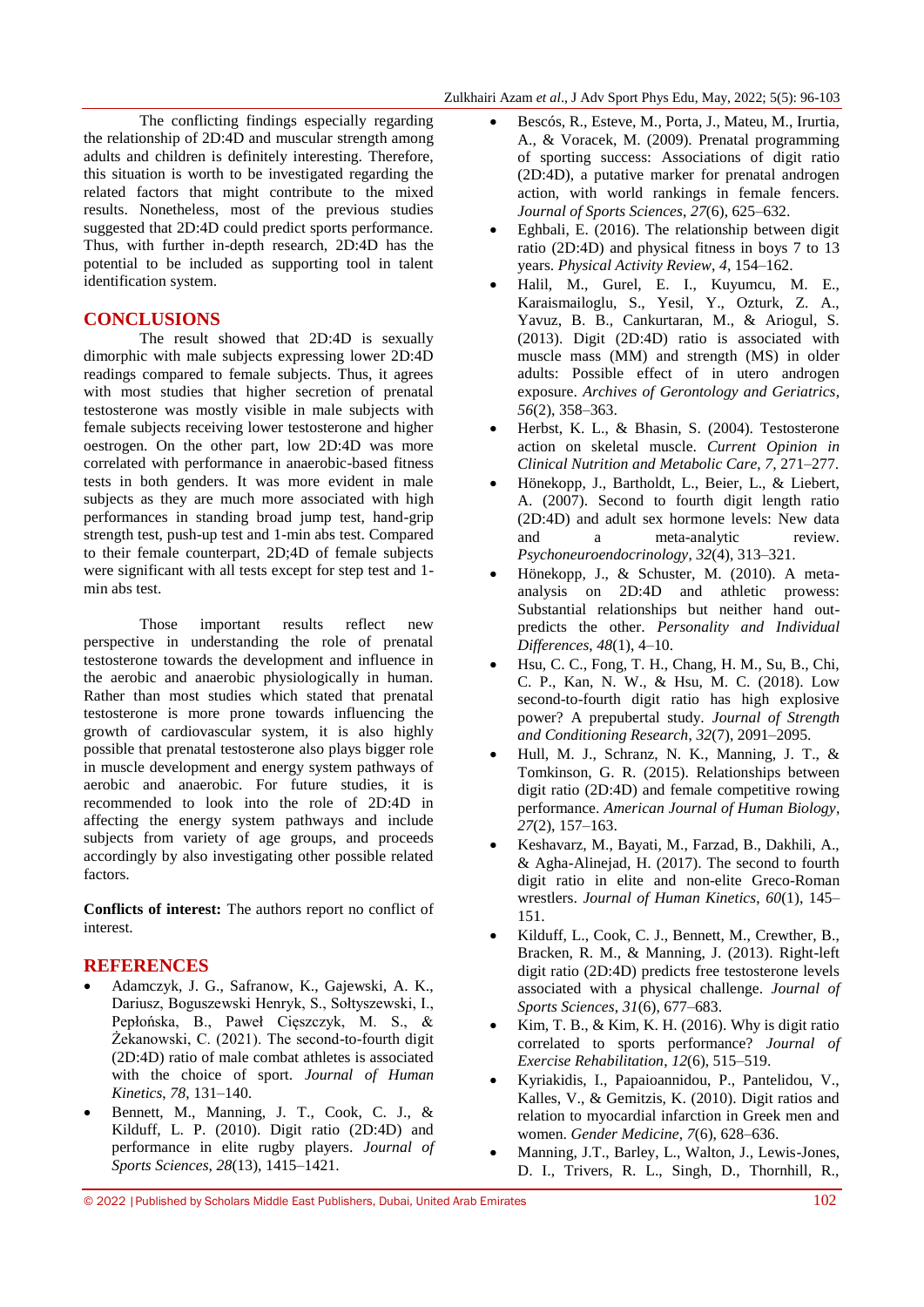The conflicting findings especially regarding the relationship of 2D:4D and muscular strength among adults and children is definitely interesting. Therefore, this situation is worth to be investigated regarding the related factors that might contribute to the mixed results. Nonetheless, most of the previous studies suggested that 2D:4D could predict sports performance. Thus, with further in-depth research, 2D:4D has the potential to be included as supporting tool in talent identification system.

## CONCLUSIONS

The result showed that 2D:4D is sexually dimorphic with male subjects expressing lower 2D:4D readings compared to female subjects. Thus, it agrees with most studies that higher secretion of prenatal testosterone was mostly visible in male subjects with female subjects receiving lower testosterone and higher oestrogen. On the other part, low 2D:4D was more correlated with performance in anaerobic-based fitness tests in both genders. It was more evident in male subjects as they are much more associated with high performances in standing broad jump test, hand-grip strength test, push-up test and 1-min abs test. Compared to their female counterpart, 2D;4D of female subjects were significant with all tests except for step test and 1-min abs test.

Those important results reflect new perspective in understanding the role of prenatal testosterone towards the development and influence in the aerobic and anaerobic physiologically in human. Rather than most studies which stated that prenatal testosterone is more prone towards influencing the growth of cardiovascular system, it is also highly possible that prenatal testosterone also plays bigger role in muscle development and energy system pathways of aerobic and anaerobic. For future studies, it is recommended to look into the role of 2D:4D in affecting the energy system pathways and include subjects from variety of age groups, and proceeds accordingly by also investigating other possible related factors.

**Conflicts of interest:** The authors report no conflict of interest.

## REFERENCES

- Adamczyk, J. G., Safranow, K., Gajewski, A. K., Dariusz, Boguszewski Henryk, S., Sołtyszewski, I., Pepłońska, B., Paweł Cięszczyk, M. S., & Żekanowski, C. (2021). The second-to-fourth digit (2D:4D) ratio of male combat athletes is associated with the choice of sport. *Journal of Human Kinetics*, *78*, 131–140.
- Bennett, M., Manning, J. T., Cook, C. J., & Kilduff, L. P. (2010). Digit ratio (2D:4D) and performance in elite rugby players. *Journal of Sports Sciences*, *28*(13), 1415–1421.
- Bescós, R., Esteve, M., Porta, J., Mateu, M., Irurtia, A., & Voracek, M. (2009). Prenatal programming of sporting success: Associations of digit ratio (2D:4D), a putative marker for prenatal androgen action, with world rankings in female fencers. *Journal of Sports Sciences*, *27*(6), 625–632.
- Eghbali, E. (2016). The relationship between digit ratio (2D:4D) and physical fitness in boys 7 to 13 years. *Physical Activity Review*, *4*, 154–162.
- Halil, M., Gurel, E. I., Kuyumcu, M. E., Karaismailoglu, S., Yesil, Y., Ozturk, Z. A., Yavuz, B. B., Cankurtaran, M., & Ariogul, S. (2013). Digit (2D:4D) ratio is associated with muscle mass (MM) and strength (MS) in older adults: Possible effect of in utero androgen exposure. *Archives of Gerontology and Geriatrics*, *56*(2), 358–363.
- Herbst, K. L., & Bhasin, S. (2004). Testosterone action on skeletal muscle. *Current Opinion in Clinical Nutrition and Metabolic Care*, *7*, 271–277.
- Hönekopp, J., Bartholdt, L., Beier, L., & Liebert, A. (2007). Second to fourth digit length ratio (2D:4D) and adult sex hormone levels: New data and a meta-analytic review. *Psychoneuroendocrinology*, *32*(4), 313–321.
- Hönekopp, J., & Schuster, M. (2010). A meta-analysis on 2D:4D and athletic prowess: Substantial relationships but neither hand out-predicts the other. *Personality and Individual Differences*, *48*(1), 4–10.
- Hsu, C. C., Fong, T. H., Chang, H. M., Su, B., Chi, C. P., Kan, N. W., & Hsu, M. C. (2018). Low second-to-fourth digit ratio has high explosive power? A prepubertal study. *Journal of Strength and Conditioning Research*, *32*(7), 2091–2095.
- Hull, M. J., Schranz, N. K., Manning, J. T., & Tomkinson, G. R. (2015). Relationships between digit ratio (2D:4D) and female competitive rowing performance. *American Journal of Human Biology*, *27*(2), 157–163.
- Keshavarz, M., Bayati, M., Farzad, B., Dakhili, A., & Agha-Alinejad, H. (2017). The second to fourth digit ratio in elite and non-elite Greco-Roman wrestlers. *Journal of Human Kinetics*, *60*(1), 145–151.
- Kilduff, L., Cook, C. J., Bennett, M., Crewther, B., Bracken, R. M., & Manning, J. (2013). Right-left digit ratio (2D:4D) predicts free testosterone levels associated with a physical challenge. *Journal of Sports Sciences*, *31*(6), 677–683.
- Kim, T. B., & Kim, K. H. (2016). Why is digit ratio correlated to sports performance? *Journal of Exercise Rehabilitation*, *12*(6), 515–519.
- Kyriakidis, I., Papaioannidou, P., Pantelidou, V., Kalles, V., & Gemitzis, K. (2010). Digit ratios and relation to myocardial infarction in Greek men and women. *Gender Medicine*, *7*(6), 628–636.
- Manning, J.T., Barley, L., Walton, J., Lewis-Jones, D. I., Trivers, R. L., Singh, D., Thornhill, R.,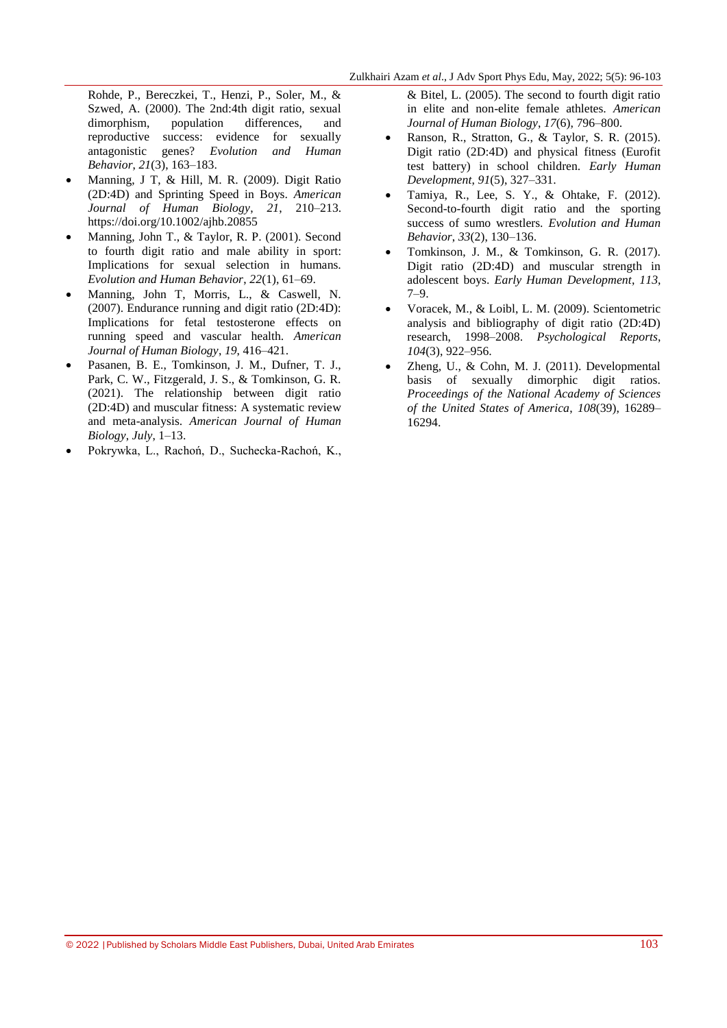Rohde, P., Bereczkei, T., Henzi, P., Soler, M., & Szwed, A. (2000). The 2nd:4th digit ratio, sexual dimorphism, population differences, and reproductive success: evidence for sexually antagonistic genes? *Evolution and Human Behavior*, *21*(3), 163–183.

- Manning, J T, & Hill, M. R. (2009). Digit Ratio (2D:4D) and Sprinting Speed in Boys. *American Journal of Human Biology*, *21*, 210–213. https://doi.org/10.1002/ajhb.20855
- Manning, John T., & Taylor, R. P. (2001). Second to fourth digit ratio and male ability in sport: Implications for sexual selection in humans. *Evolution and Human Behavior*, *22*(1), 61–69.
- Manning, John T, Morris, L., & Caswell, N. (2007). Endurance running and digit ratio (2D:4D): Implications for fetal testosterone effects on running speed and vascular health. *American Journal of Human Biology*, *19*, 416–421.
- Pasanen, B. E., Tomkinson, J. M., Dufner, T. J., Park, C. W., Fitzgerald, J. S., & Tomkinson, G. R. (2021). The relationship between digit ratio (2D:4D) and muscular fitness: A systematic review and meta-analysis. *American Journal of Human Biology*, *July*, 1–13.
- Pokrywka, L., Rachoń, D., Suchecka-Rachoń, K., & Bitel, L. (2005). The second to fourth digit ratio in elite and non-elite female athletes. *American Journal of Human Biology*, *17*(6), 796–800.
- Ranson, R., Stratton, G., & Taylor, S. R. (2015). Digit ratio (2D:4D) and physical fitness (Eurofit test battery) in school children. *Early Human Development*, *91*(5), 327–331.
- Tamiya, R., Lee, S. Y., & Ohtake, F. (2012). Second-to-fourth digit ratio and the sporting success of sumo wrestlers. *Evolution and Human Behavior*, *33*(2), 130–136.
- Tomkinson, J. M., & Tomkinson, G. R. (2017). Digit ratio (2D:4D) and muscular strength in adolescent boys. *Early Human Development*, *113*, 7–9.
- Voracek, M., & Loibl, L. M. (2009). Scientometric analysis and bibliography of digit ratio (2D:4D) research, 1998–2008. *Psychological Reports*, *104*(3), 922–956.
- Zheng, U., & Cohn, M. J. (2011). Developmental basis of sexually dimorphic digit ratios. *Proceedings of the National Academy of Sciences of the United States of America*, *108*(39), 16289–16294.